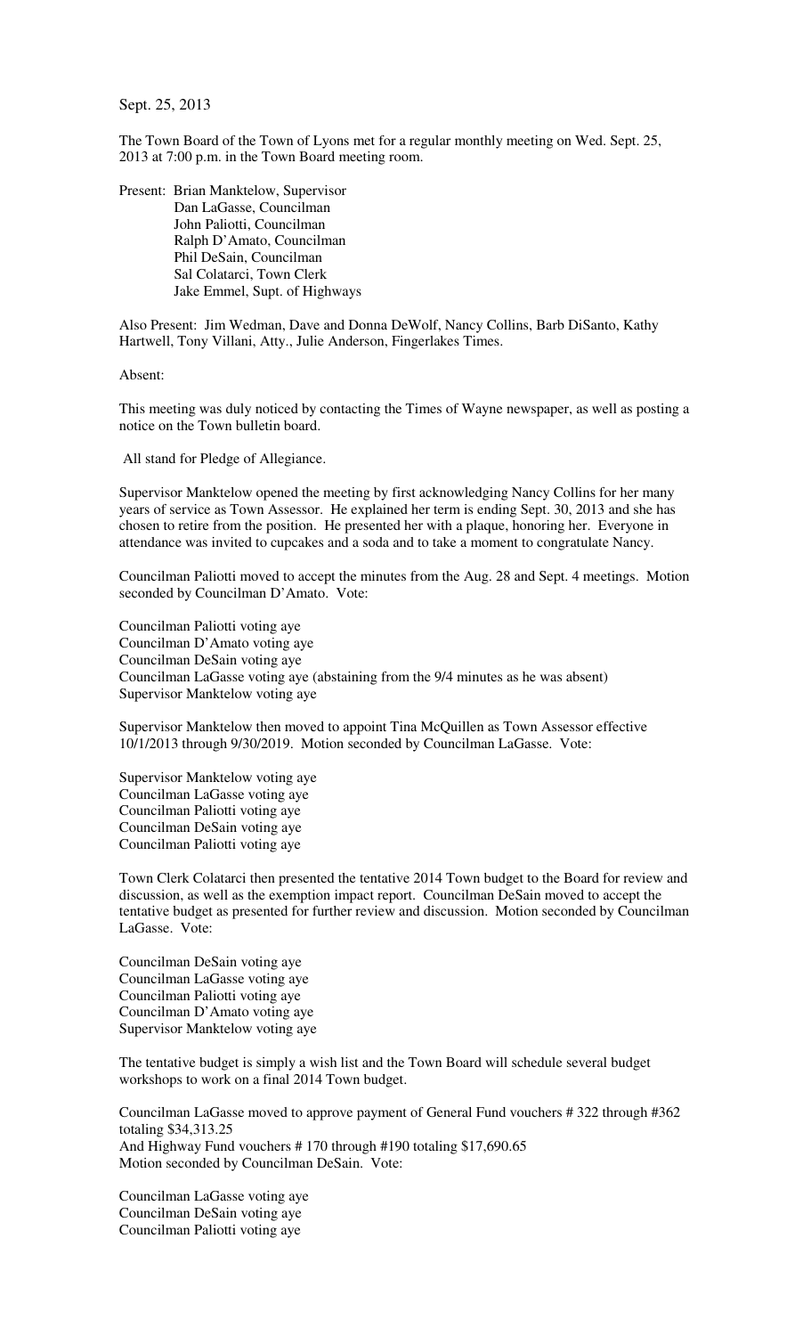Sept. 25, 2013

The Town Board of the Town of Lyons met for a regular monthly meeting on Wed. Sept. 25, 2013 at 7:00 p.m. in the Town Board meeting room.

Present: Brian Manktelow, Supervisor
Dan LaGasse, Councilman
John Paliotti, Councilman
Ralph D'Amato, Councilman
Phil DeSain, Councilman
Sal Colatarci, Town Clerk
Jake Emmel, Supt. of Highways

Also Present: Jim Wedman, Dave and Donna DeWolf, Nancy Collins, Barb DiSanto, Kathy Hartwell, Tony Villani, Atty., Julie Anderson, Fingerlakes Times.

Absent:

This meeting was duly noticed by contacting the Times of Wayne newspaper, as well as posting a notice on the Town bulletin board.

All stand for Pledge of Allegiance.

Supervisor Manktelow opened the meeting by first acknowledging Nancy Collins for her many years of service as Town Assessor. He explained her term is ending Sept. 30, 2013 and she has chosen to retire from the position. He presented her with a plaque, honoring her. Everyone in attendance was invited to cupcakes and a soda and to take a moment to congratulate Nancy.

Councilman Paliotti moved to accept the minutes from the Aug. 28 and Sept. 4 meetings. Motion seconded by Councilman D'Amato. Vote:

Councilman Paliotti voting aye
Councilman D'Amato voting aye
Councilman DeSain voting aye
Councilman LaGasse voting aye (abstaining from the 9/4 minutes as he was absent)
Supervisor Manktelow voting aye

Supervisor Manktelow then moved to appoint Tina McQuillen as Town Assessor effective 10/1/2013 through 9/30/2019. Motion seconded by Councilman LaGasse. Vote:

Supervisor Manktelow voting aye
Councilman LaGasse voting aye
Councilman Paliotti voting aye
Councilman DeSain voting aye
Councilman Paliotti voting aye

Town Clerk Colatarci then presented the tentative 2014 Town budget to the Board for review and discussion, as well as the exemption impact report. Councilman DeSain moved to accept the tentative budget as presented for further review and discussion. Motion seconded by Councilman LaGasse. Vote:

Councilman DeSain voting aye
Councilman LaGasse voting aye
Councilman Paliotti voting aye
Councilman D'Amato voting aye
Supervisor Manktelow voting aye

The tentative budget is simply a wish list and the Town Board will schedule several budget workshops to work on a final 2014 Town budget.

Councilman LaGasse moved to approve payment of General Fund vouchers # 322 through #362 totaling $34,313.25
And Highway Fund vouchers # 170 through #190 totaling $17,690.65
Motion seconded by Councilman DeSain. Vote:

Councilman LaGasse voting aye
Councilman DeSain voting aye
Councilman Paliotti voting aye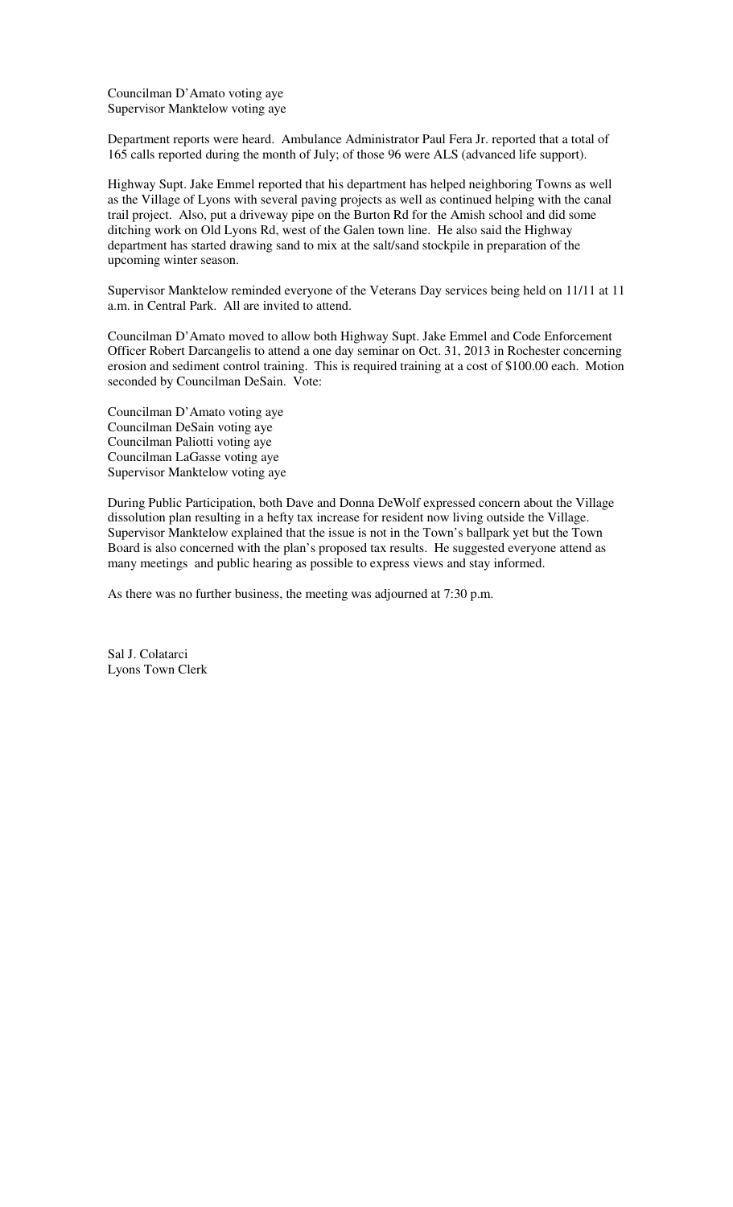Councilman D'Amato voting aye
Supervisor Manktelow voting aye

Department reports were heard. Ambulance Administrator Paul Fera Jr. reported that a total of 165 calls reported during the month of July; of those 96 were ALS (advanced life support).

Highway Supt. Jake Emmel reported that his department has helped neighboring Towns as well as the Village of Lyons with several paving projects as well as continued helping with the canal trail project. Also, put a driveway pipe on the Burton Rd for the Amish school and did some ditching work on Old Lyons Rd, west of the Galen town line. He also said the Highway department has started drawing sand to mix at the salt/sand stockpile in preparation of the upcoming winter season.

Supervisor Manktelow reminded everyone of the Veterans Day services being held on 11/11 at 11 a.m. in Central Park. All are invited to attend.

Councilman D'Amato moved to allow both Highway Supt. Jake Emmel and Code Enforcement Officer Robert Darcangelis to attend a one day seminar on Oct. 31, 2013 in Rochester concerning erosion and sediment control training. This is required training at a cost of $100.00 each. Motion seconded by Councilman DeSain. Vote:

Councilman D'Amato voting aye
Councilman DeSain voting aye
Councilman Paliotti voting aye
Councilman LaGasse voting aye
Supervisor Manktelow voting aye

During Public Participation, both Dave and Donna DeWolf expressed concern about the Village dissolution plan resulting in a hefty tax increase for resident now living outside the Village. Supervisor Manktelow explained that the issue is not in the Town's ballpark yet but the Town Board is also concerned with the plan's proposed tax results. He suggested everyone attend as many meetings and public hearing as possible to express views and stay informed.

As there was no further business, the meeting was adjourned at 7:30 p.m.

Sal J. Colatarci
Lyons Town Clerk